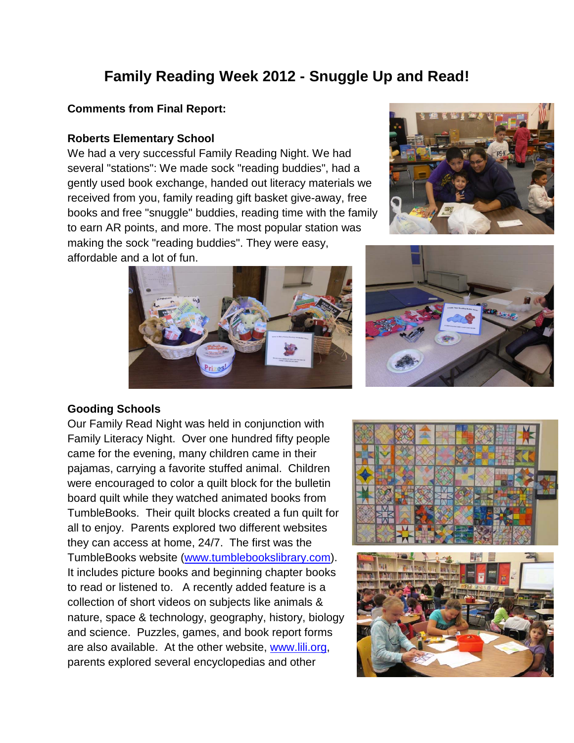# Family Reading Week 2012 - Snuggle Up and Read!

**Comments from Final Report:**

**Roberts Elementary School**

We had a very successful Family Reading Night. We had several "stations": We made sock "reading buddies", had a gently used book exchange, handed out literacy materials we received from you, family reading gift basket give-away, free books and free "snuggle" buddies, reading time with the family to earn AR points, and more. The most popular station was making the sock "reading buddies". They were easy, affordable and a lot of fun.

**Gooding Schools**

Our Family Read Night was held in conjunction with Family Literacy Night. Over one hundred fifty people came for the evening, many children came in their pajamas, carrying a favorite stuffed animal. Children were encouraged to color a quilt block for the bulletin board quilt while they watched animated books from TumbleBooks. Their quilt blocks created a fun quilt for all to enjoy. Parents explored two different websites they can access at home, 24/7. The first was the TumbleBooks website (www.tumblebookslibrary.com). It includes picture books and beginning chapter books to read or listened to. A recently added feature is a collection of short videos on subjects like animals & nature, space & technology, geography, history, biology and science. Puzzles, games, and book report forms are also available. At the other website, www.lili.org, parents explored several encyclopedias and other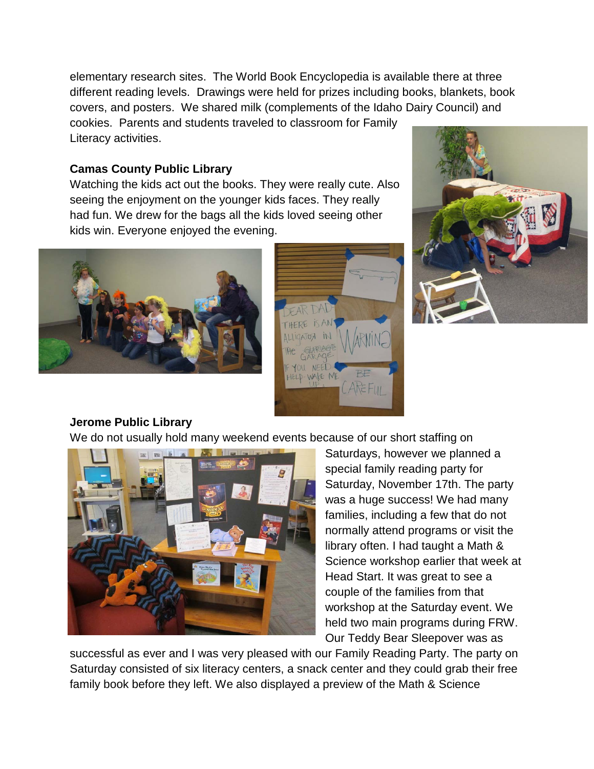elementary research sites. The World Book Encyclopedia is available there at three different reading levels. Drawings were held for prizes including books, blankets, book covers, and posters. We shared milk (complements of the Idaho Dairy Council) and cookies. Parents and students traveled to classroom for Family Literacy activities.

**Camas County Public Library**

Watching the kids act out the books. They were really cute. Also seeing the enjoyment on the younger kids faces. They really had fun. We drew for the bags all the kids loved seeing other kids win. Everyone enjoyed the evening.

**Jerome Public Library**

We do not usually hold many weekend events because of our short staffing on Saturdays, however we planned a special family reading party for Saturday, November 17th. The party was a huge success! We had many families, including a few that do not normally attend programs or visit the library often. I had taught a Math & Science workshop earlier that week at Head Start. It was great to see a couple of the families from that workshop at the Saturday event. We held two main programs during FRW. Our Teddy Bear Sleepover was as successful as ever and I was very pleased with our Family Reading Party. The party on Saturday consisted of six literacy centers, a snack center and they could grab their free family book before they left. We also displayed a preview of the Math & Science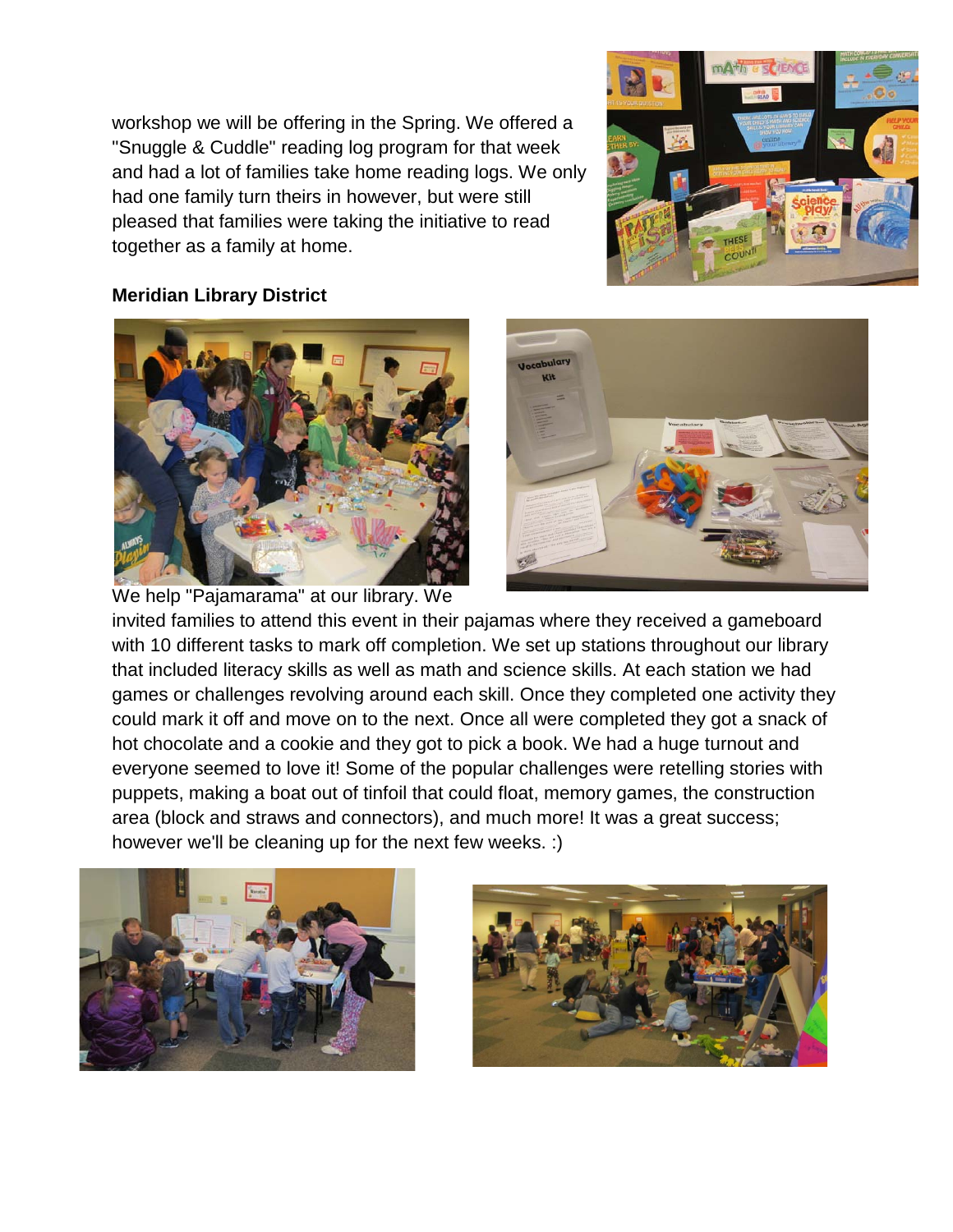workshop we will be offering in the Spring. We offered a "Snuggle & Cuddle" reading log program for that week and had a lot of families take home reading logs. We only had one family turn theirs in however, but were still pleased that families were taking the initiative to read together as a family at home.

**Meridian Library District**

We help "Pajamarama" at our library. We invited families to attend this event in their pajamas where they received a gameboard with 10 different tasks to mark off completion. We set up stations throughout our library that included literacy skills as well as math and science skills. At each station we had games or challenges revolving around each skill. Once they completed one activity they could mark it off and move on to the next. Once all were completed they got a snack of hot chocolate and a cookie and they got to pick a book. We had a huge turnout and everyone seemed to love it! Some of the popular challenges were retelling stories with puppets, making a boat out of tinfoil that could float, memory games, the construction area (block and straws and connectors), and much more! It was a great success; however we'll be cleaning up for the next few weeks. :)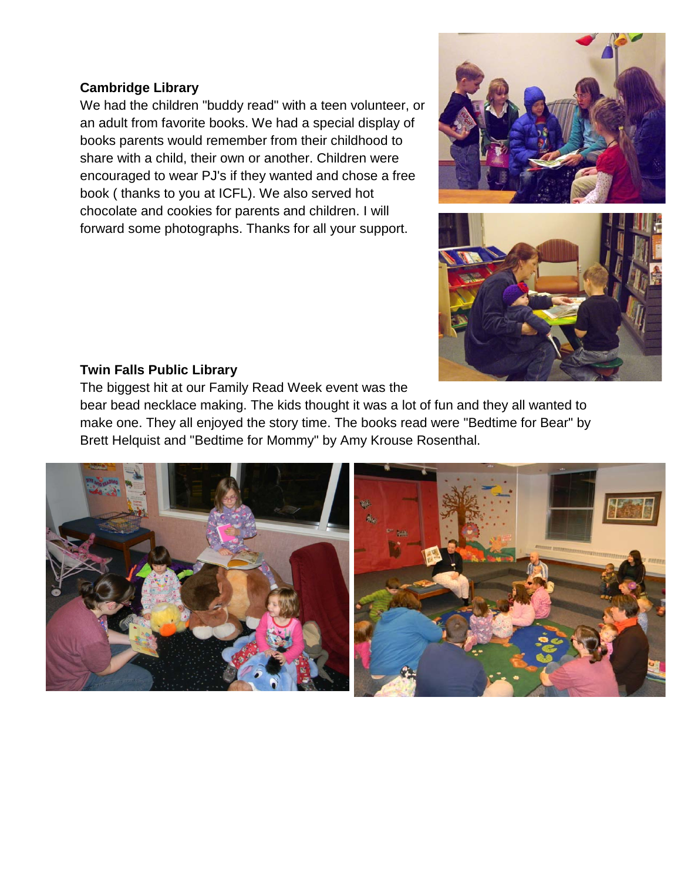**Cambridge Library**

We had the children "buddy read" with a teen volunteer, or an adult from favorite books. We had a special display of books parents would remember from their childhood to share with a child, their own or another. Children were encouraged to wear PJ's if they wanted and chose a free book ( thanks to you at ICFL). We also served hot chocolate and cookies for parents and children. I will forward some photographs. Thanks for all your support.

**Twin Falls Public Library**

The biggest hit at our Family Read Week event was the bear bead necklace making. The kids thought it was a lot of fun and they all wanted to make one. They all enjoyed the story time. The books read were "Bedtime for Bear" by Brett Helquist and "Bedtime for Mommy" by Amy Krouse Rosenthal.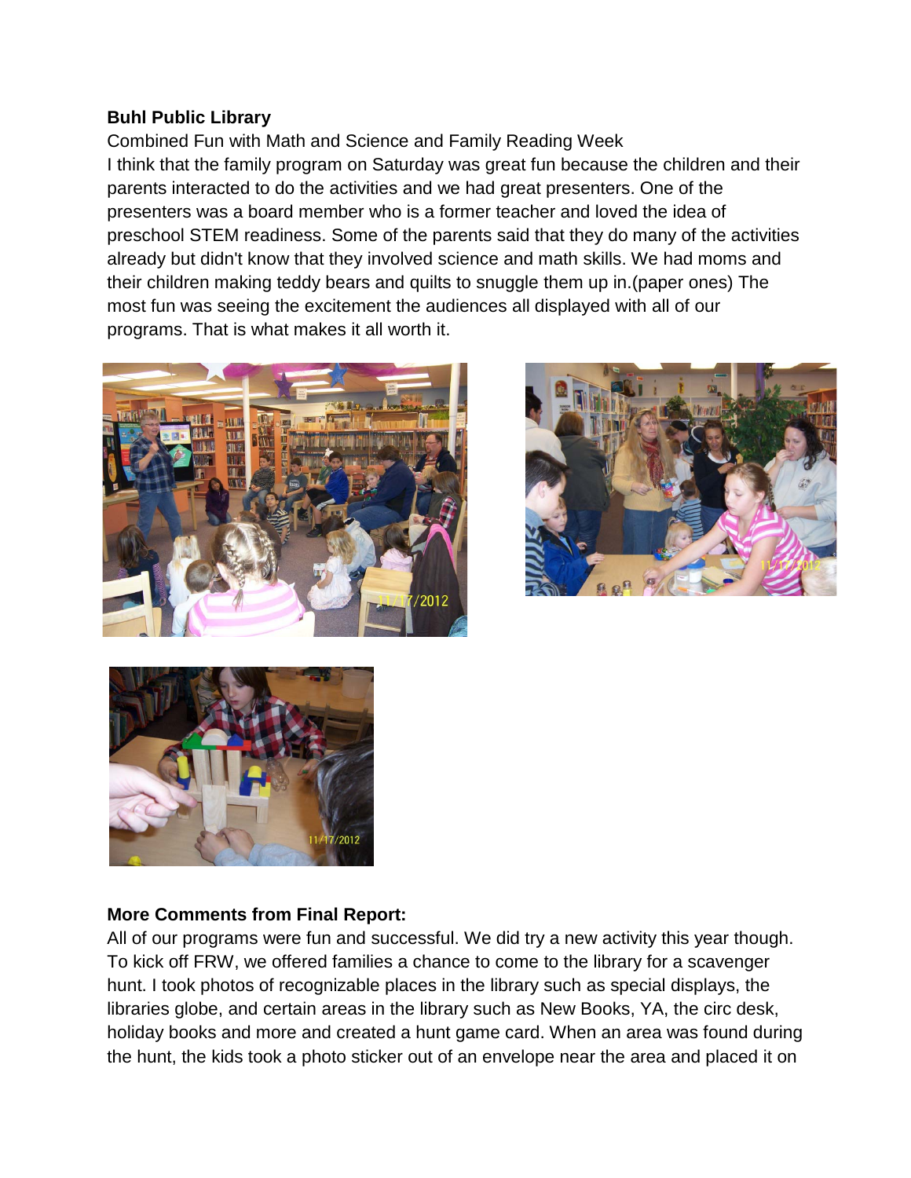**Buhl Public Library**

Combined Fun with Math and Science and Family Reading Week

I think that the family program on Saturday was great fun because the children and their parents interacted to do the activities and we had great presenters. One of the presenters was a board member who is a former teacher and loved the idea of preschool STEM readiness. Some of the parents said that they do many of the activities already but didn't know that they involved science and math skills. We had moms and their children making teddy bears and quilts to snuggle them up in.(paper ones) The most fun was seeing the excitement the audiences all displayed with all of our programs. That is what makes it all worth it.

**More Comments from Final Report:**

All of our programs were fun and successful. We did try a new activity this year though. To kick off FRW, we offered families a chance to come to the library for a scavenger hunt. I took photos of recognizable places in the library such as special displays, the libraries globe, and certain areas in the library such as New Books, YA, the circ desk, holiday books and more and created a hunt game card. When an area was found during the hunt, the kids took a photo sticker out of an envelope near the area and placed it on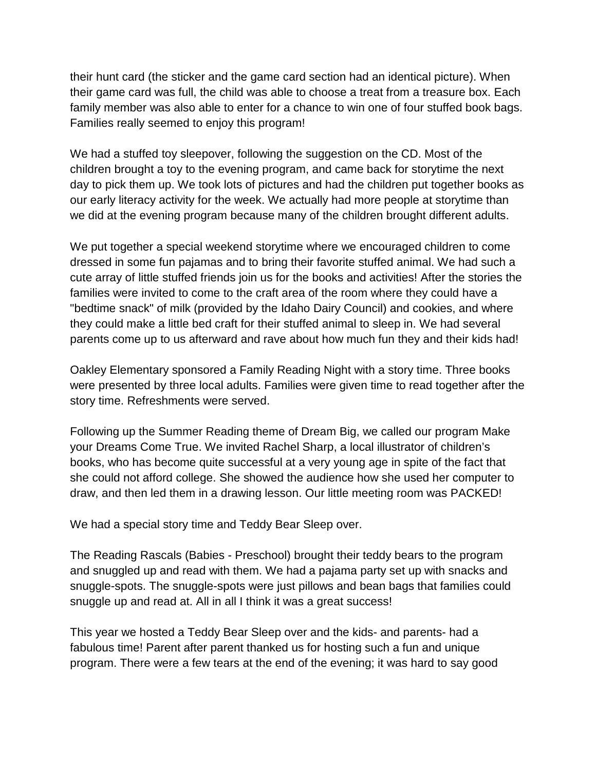their hunt card (the sticker and the game card section had an identical picture). When their game card was full, the child was able to choose a treat from a treasure box. Each family member was also able to enter for a chance to win one of four stuffed book bags. Families really seemed to enjoy this program!

We had a stuffed toy sleepover, following the suggestion on the CD. Most of the children brought a toy to the evening program, and came back for storytime the next day to pick them up. We took lots of pictures and had the children put together books as our early literacy activity for the week. We actually had more people at storytime than we did at the evening program because many of the children brought different adults.

We put together a special weekend storytime where we encouraged children to come dressed in some fun pajamas and to bring their favorite stuffed animal. We had such a cute array of little stuffed friends join us for the books and activities! After the stories the families were invited to come to the craft area of the room where they could have a "bedtime snack" of milk (provided by the Idaho Dairy Council) and cookies, and where they could make a little bed craft for their stuffed animal to sleep in. We had several parents come up to us afterward and rave about how much fun they and their kids had!

Oakley Elementary sponsored a Family Reading Night with a story time. Three books were presented by three local adults. Families were given time to read together after the story time. Refreshments were served.

Following up the Summer Reading theme of Dream Big, we called our program Make your Dreams Come True. We invited Rachel Sharp, a local illustrator of children's books, who has become quite successful at a very young age in spite of the fact that she could not afford college. She showed the audience how she used her computer to draw, and then led them in a drawing lesson. Our little meeting room was PACKED!

We had a special story time and Teddy Bear Sleep over.

The Reading Rascals (Babies - Preschool) brought their teddy bears to the program and snuggled up and read with them. We had a pajama party set up with snacks and snuggle-spots. The snuggle-spots were just pillows and bean bags that families could snuggle up and read at. All in all I think it was a great success!

This year we hosted a Teddy Bear Sleep over and the kids- and parents- had a fabulous time! Parent after parent thanked us for hosting such a fun and unique program. There were a few tears at the end of the evening; it was hard to say good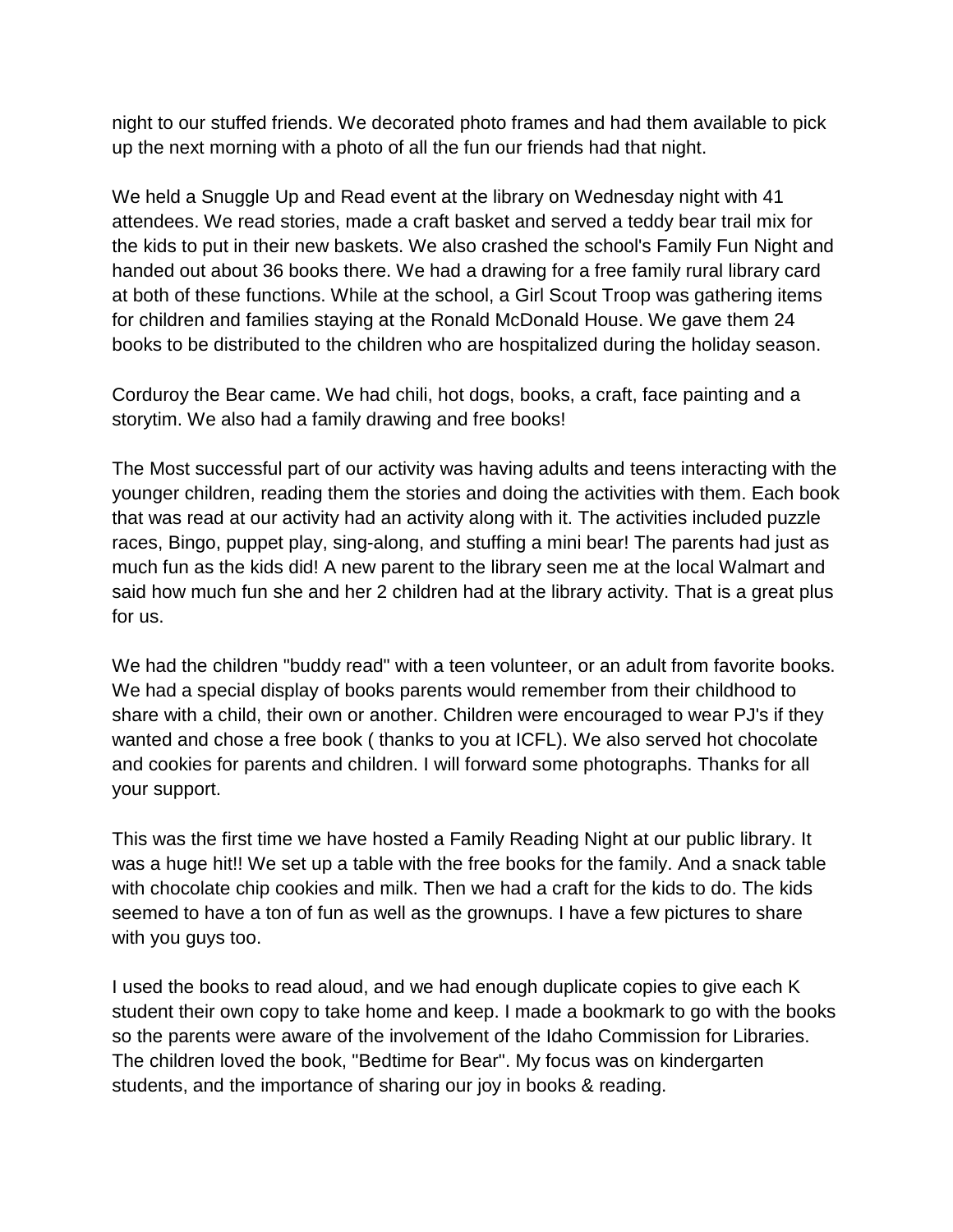night to our stuffed friends. We decorated photo frames and had them available to pick up the next morning with a photo of all the fun our friends had that night.

We held a Snuggle Up and Read event at the library on Wednesday night with 41 attendees. We read stories, made a craft basket and served a teddy bear trail mix for the kids to put in their new baskets. We also crashed the school's Family Fun Night and handed out about 36 books there. We had a drawing for a free family rural library card at both of these functions. While at the school, a Girl Scout Troop was gathering items for children and families staying at the Ronald McDonald House. We gave them 24 books to be distributed to the children who are hospitalized during the holiday season.

Corduroy the Bear came. We had chili, hot dogs, books, a craft, face painting and a storytim. We also had a family drawing and free books!

The Most successful part of our activity was having adults and teens interacting with the younger children, reading them the stories and doing the activities with them. Each book that was read at our activity had an activity along with it. The activities included puzzle races, Bingo, puppet play, sing-along, and stuffing a mini bear! The parents had just as much fun as the kids did! A new parent to the library seen me at the local Walmart and said how much fun she and her 2 children had at the library activity. That is a great plus for us.

We had the children "buddy read" with a teen volunteer, or an adult from favorite books. We had a special display of books parents would remember from their childhood to share with a child, their own or another. Children were encouraged to wear PJ's if they wanted and chose a free book ( thanks to you at ICFL). We also served hot chocolate and cookies for parents and children. I will forward some photographs. Thanks for all your support.

This was the first time we have hosted a Family Reading Night at our public library. It was a huge hit!! We set up a table with the free books for the family. And a snack table with chocolate chip cookies and milk. Then we had a craft for the kids to do. The kids seemed to have a ton of fun as well as the grownups. I have a few pictures to share with you guys too.

I used the books to read aloud, and we had enough duplicate copies to give each K student their own copy to take home and keep. I made a bookmark to go with the books so the parents were aware of the involvement of the Idaho Commission for Libraries. The children loved the book, "Bedtime for Bear". My focus was on kindergarten students, and the importance of sharing our joy in books & reading.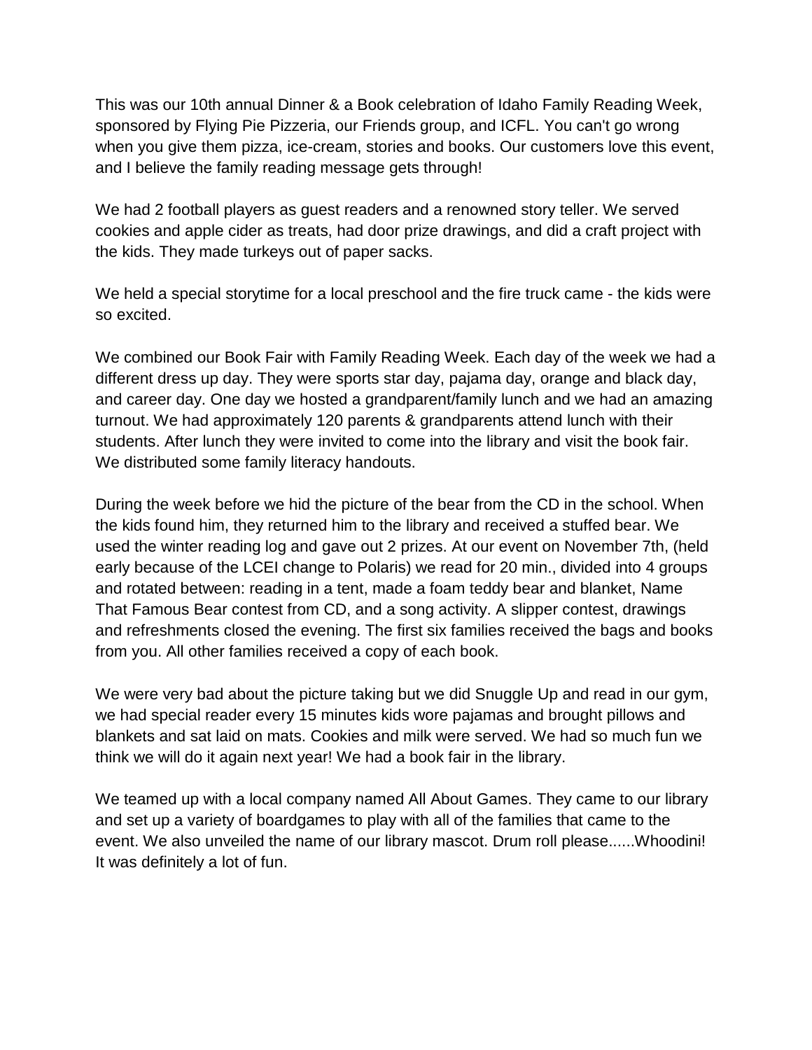This was our 10th annual Dinner & a Book celebration of Idaho Family Reading Week, sponsored by Flying Pie Pizzeria, our Friends group, and ICFL. You can't go wrong when you give them pizza, ice-cream, stories and books. Our customers love this event, and I believe the family reading message gets through!

We had 2 football players as guest readers and a renowned story teller. We served cookies and apple cider as treats, had door prize drawings, and did a craft project with the kids. They made turkeys out of paper sacks.

We held a special storytime for a local preschool and the fire truck came - the kids were so excited.

We combined our Book Fair with Family Reading Week. Each day of the week we had a different dress up day. They were sports star day, pajama day, orange and black day, and career day. One day we hosted a grandparent/family lunch and we had an amazing turnout. We had approximately 120 parents & grandparents attend lunch with their students. After lunch they were invited to come into the library and visit the book fair. We distributed some family literacy handouts.

During the week before we hid the picture of the bear from the CD in the school. When the kids found him, they returned him to the library and received a stuffed bear. We used the winter reading log and gave out 2 prizes. At our event on November 7th, (held early because of the LCEI change to Polaris) we read for 20 min., divided into 4 groups and rotated between: reading in a tent, made a foam teddy bear and blanket, Name That Famous Bear contest from CD, and a song activity. A slipper contest, drawings and refreshments closed the evening. The first six families received the bags and books from you. All other families received a copy of each book.

We were very bad about the picture taking but we did Snuggle Up and read in our gym, we had special reader every 15 minutes kids wore pajamas and brought pillows and blankets and sat laid on mats. Cookies and milk were served. We had so much fun we think we will do it again next year! We had a book fair in the library.

We teamed up with a local company named All About Games. They came to our library and set up a variety of boardgames to play with all of the families that came to the event. We also unveiled the name of our library mascot. Drum roll please......Whoodini! It was definitely a lot of fun.